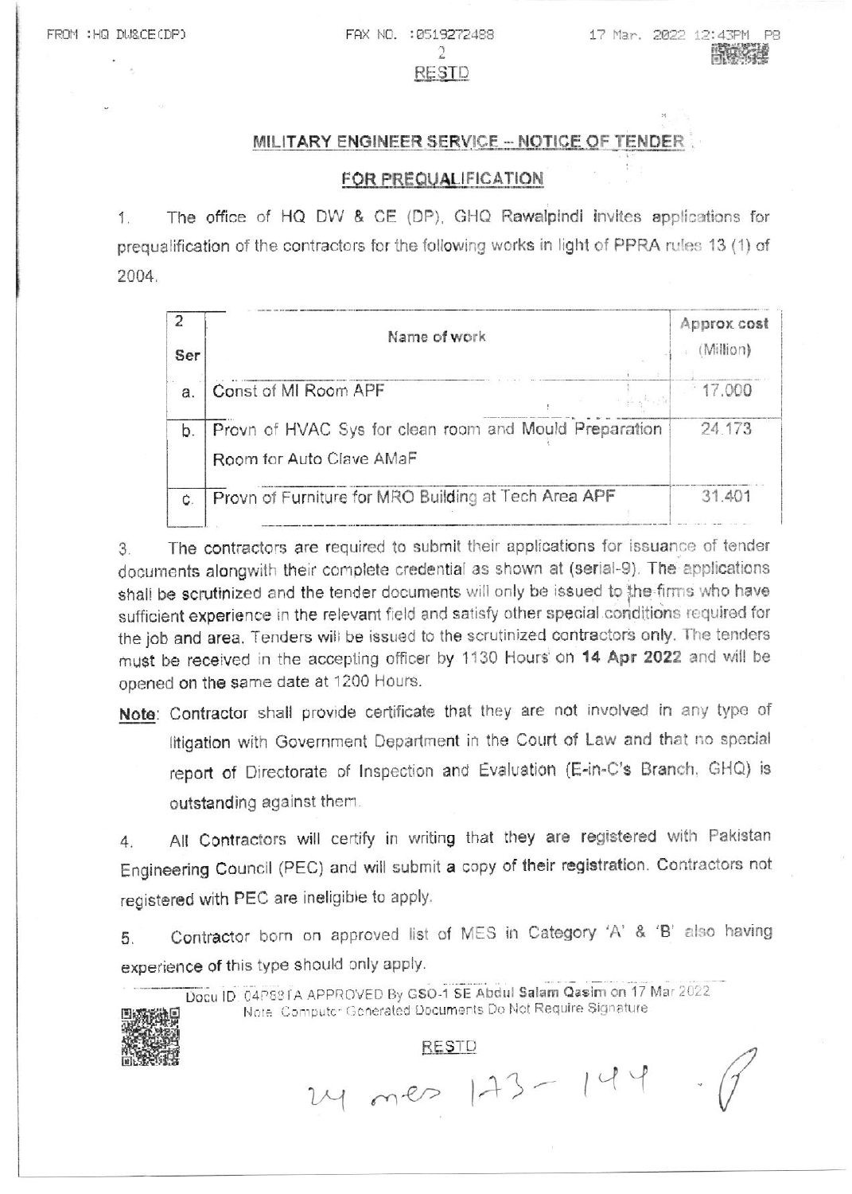RESTD

## MILITARY ENGINEER SERVICE – NOTICE OF TENDER

## FOR PREQUALIFICATION

1. The office of HQ DW & CE (DP), GHQ Rawalpindi invites applications for prequalification of the contractors for the following works in light of PPRA rules 13 (1) of 2004.

| 2 Ser | Name of work | Approx cost (Million) |
|---|---|---|
| a. | Const of MI Room APF | 17.000 |
| b. | Provn of HVAC Sys for clean room and Mould Preparation Room for Auto Clave AMaF | 24.173 |
| c. | Provn of Furniture for MRO Building at Tech Area APF | 31.401 |

3. The contractors are required to submit their applications for issuance of tender documents alongwith their complete credential as shown at (serial-9). The applications shall be scrutinized and the tender documents will only be issued to the firms who have sufficient experience in the relevant field and satisfy other special conditions required for the job and area. Tenders will be issued to the scrutinized contractors only. The tenders must be received in the accepting officer by 1130 Hours on **14 Apr 2022** and will be opened on the same date at 1200 Hours.

**Note**: Contractor shall provide certificate that they are not involved in any type of litigation with Government Department in the Court of Law and that no special report of Directorate of Inspection and Evaluation (E-in-C's Branch, GHQ) is outstanding against them.

4. All Contractors will certify in writing that they are registered with Pakistan Engineering Council (PEC) and will submit a copy of their registration. Contractors not registered with PEC are ineligible to apply.

5. Contractor born on approved list of MES in Category 'A' & 'B' also having experience of this type should only apply.

Docu ID 04P591A APPROVED By GSO-1 SE Abdul Salam Qasim on 17 Mar 2022
Note: Computer Generated Documents Do Not Require Signature

RESTD

24 mes 173 - 144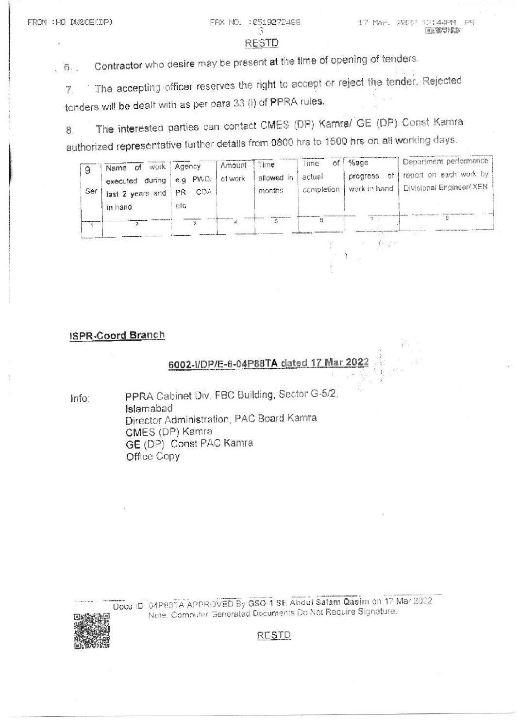RESTD

6. Contractor who desire may be present at the time of opening of tenders.

7. The accepting officer reserves the right to accept or reject the tender. Rejected tenders will be dealt with as per para 33 (i) of PPRA rules.

8. The interested parties can contact CMES (DP) Kamra/ GE (DP) Const Kamra authorized representative further details from 0800 hrs to 1500 hrs on all working days.

9.

| Ser | Name of work executed during last 2 years and in hand | Agency e.g PWD, PR CDA etc | Amount of work | Time allowed in months | Time of actual completion | %age progress of work in hand | Department performance report on each work by Divisional Engineer/ XEN |
|---|---|---|---|---|---|---|---|
| 1 | 2 | 3 | 4 | 5 | 6 | 7 | 8 |

**ISPR-Coord Branch**

**6002-I/DP/E-6-04P88TA dated 17 Mar 2022**

Info:
PPRA Cabinet Div. FBC Building, Sector G-5/2, Islamabad
Director Administration, PAC Board Kamra
CMES (DP) Kamra
GE (DP) Const PAC Kamra
Office Copy

Docu ID 04P88TA APPROVED By GSO-1 SE Abdul Salam Qasim on 17 Mar 2022
Note. Computer Generated Documents Do Not Require Signature.

RESTD